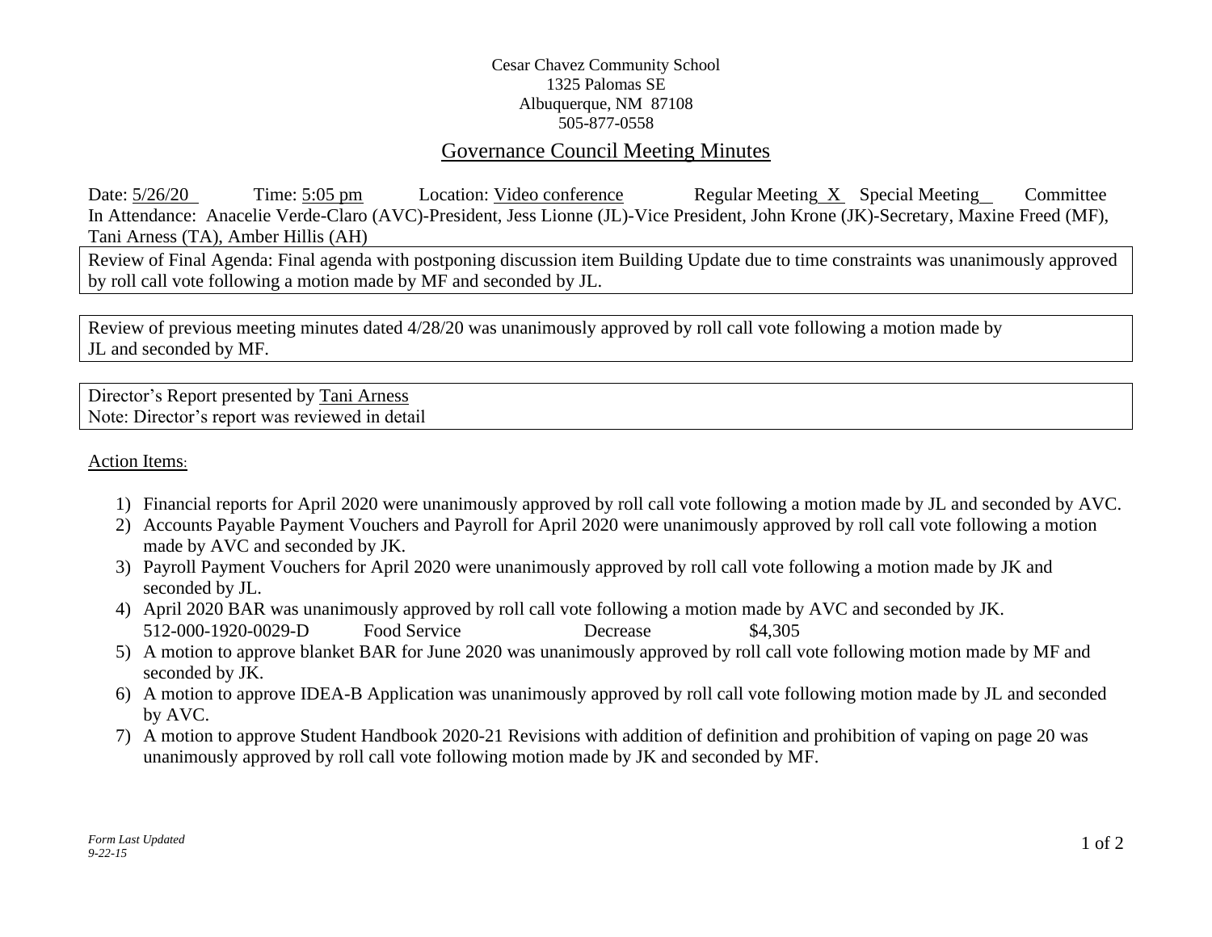Cesar Chavez Community School
1325 Palomas SE
Albuquerque, NM 87108
505-877-0558

# Governance Council Meeting Minutes

Date: 5/26/20 Time: 5:05 pm Location: Video conference Regular Meeting X Special Meeting__ Committee

In Attendance: Anacelie Verde-Claro (AVC)-President, Jess Lionne (JL)-Vice President, John Krone (JK)-Secretary, Maxine Freed (MF), Tani Arness (TA), Amber Hillis (AH)

Review of Final Agenda: Final agenda with postponing discussion item Building Update due to time constraints was unanimously approved by roll call vote following a motion made by MF and seconded by JL.

Review of previous meeting minutes dated 4/28/20 was unanimously approved by roll call vote following a motion made by JL and seconded by MF.

Director's Report presented by Tani Arness
Note: Director's report was reviewed in detail

Action Items:

1) Financial reports for April 2020 were unanimously approved by roll call vote following a motion made by JL and seconded by AVC.
2) Accounts Payable Payment Vouchers and Payroll for April 2020 were unanimously approved by roll call vote following a motion made by AVC and seconded by JK.
3) Payroll Payment Vouchers for April 2020 were unanimously approved by roll call vote following a motion made by JK and seconded by JL.
4) April 2020 BAR was unanimously approved by roll call vote following a motion made by AVC and seconded by JK.
   512-000-1920-0029-D Food Service Decrease $4,305
5) A motion to approve blanket BAR for June 2020 was unanimously approved by roll call vote following motion made by MF and seconded by JK.
6) A motion to approve IDEA-B Application was unanimously approved by roll call vote following motion made by JL and seconded by AVC.
7) A motion to approve Student Handbook 2020-21 Revisions with addition of definition and prohibition of vaping on page 20 was unanimously approved by roll call vote following motion made by JK and seconded by MF.

*Form Last Updated 9-22-15*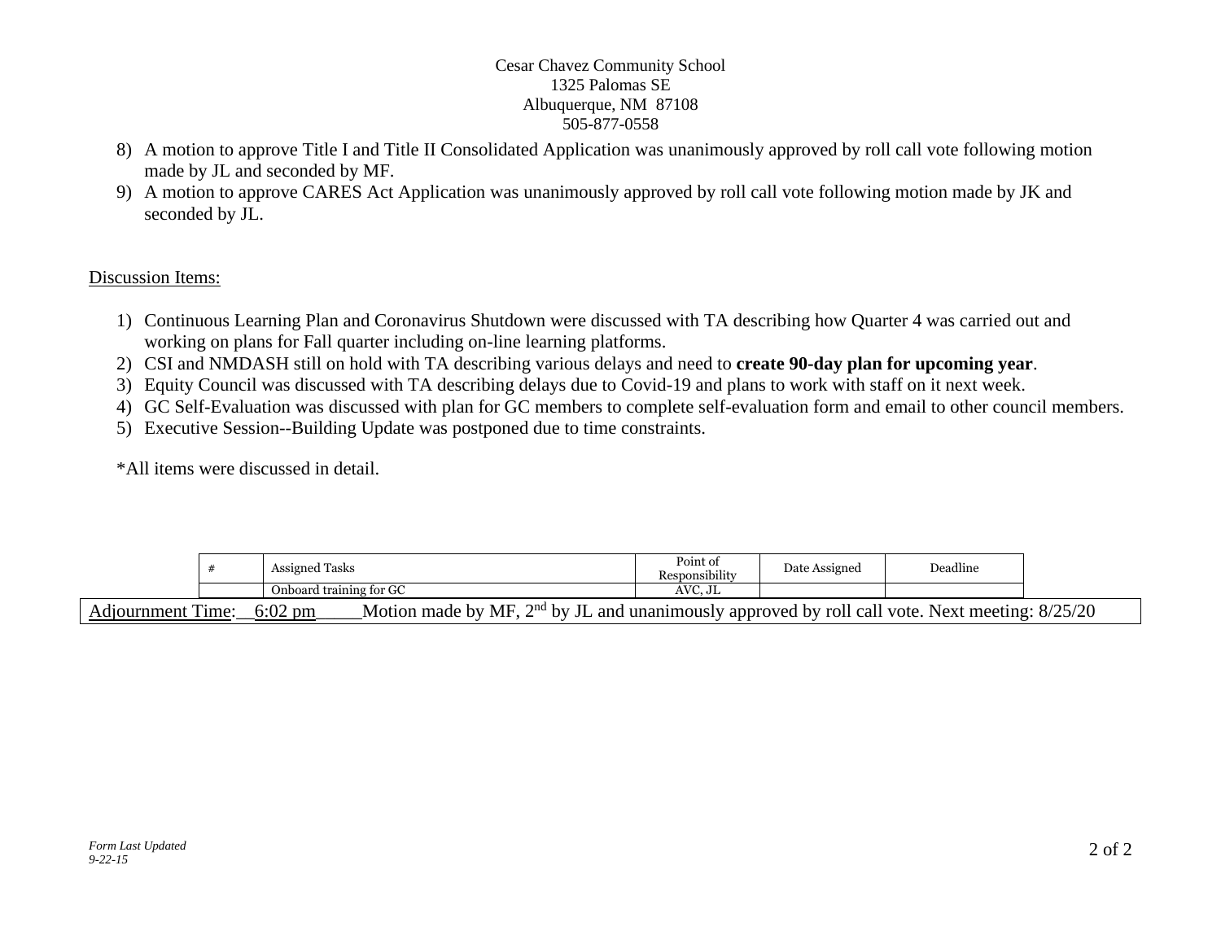Cesar Chavez Community School
1325 Palomas SE
Albuquerque, NM 87108
505-877-0558

8) A motion to approve Title I and Title II Consolidated Application was unanimously approved by roll call vote following motion made by JL and seconded by MF.
9) A motion to approve CARES Act Application was unanimously approved by roll call vote following motion made by JK and seconded by JL.

Discussion Items:

1) Continuous Learning Plan and Coronavirus Shutdown were discussed with TA describing how Quarter 4 was carried out and working on plans for Fall quarter including on-line learning platforms.
2) CSI and NMDASH still on hold with TA describing various delays and need to **create 90-day plan for upcoming year**.
3) Equity Council was discussed with TA describing delays due to Covid-19 and plans to work with staff on it next week.
4) GC Self-Evaluation was discussed with plan for GC members to complete self-evaluation form and email to other council members.
5) Executive Session--Building Update was postponed due to time constraints.

*All items were discussed in detail.

| # | Assigned Tasks | Point of Responsibility | Date Assigned | Deadline |
|---|---|---|---|---|
| | Onboard training for GC | AVC, JL | | |

Adjournment Time:__6:02 pm_____Motion made by MF, 2nd by JL and unanimously approved by roll call vote. Next meeting: 8/25/20

*Form Last Updated 9-22-15*